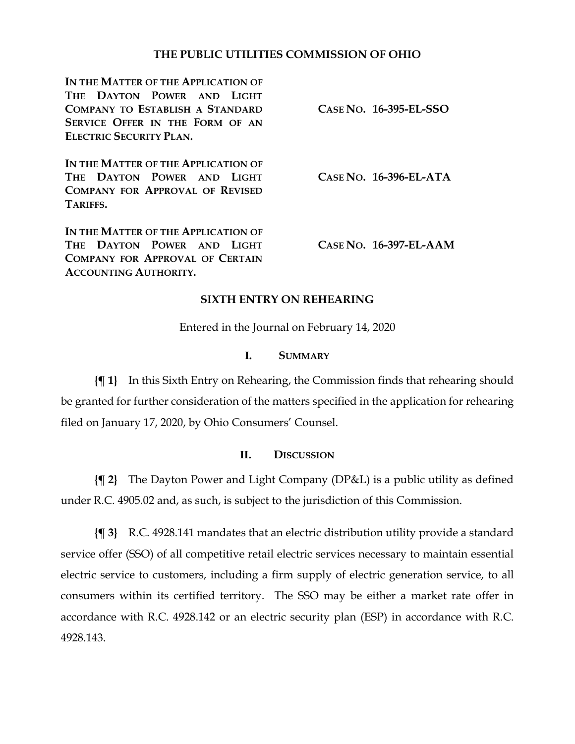# THE PUBLIC UTILITIES COMMISSION OF OHIO

| | |
|---|---|
| **IN THE MATTER OF THE APPLICATION OF THE DAYTON POWER AND LIGHT COMPANY TO ESTABLISH A STANDARD SERVICE OFFER IN THE FORM OF AN ELECTRIC SECURITY PLAN.** | **CASE NO. 16-395-EL-SSO** |
| **IN THE MATTER OF THE APPLICATION OF THE DAYTON POWER AND LIGHT COMPANY FOR APPROVAL OF REVISED TARIFFS.** | **CASE NO. 16-396-EL-ATA** |
| **IN THE MATTER OF THE APPLICATION OF THE DAYTON POWER AND LIGHT COMPANY FOR APPROVAL OF CERTAIN ACCOUNTING AUTHORITY.** | **CASE NO. 16-397-EL-AAM** |

## SIXTH ENTRY ON REHEARING

Entered in the Journal on February 14, 2020

## I. SUMMARY

**{¶ 1}** In this Sixth Entry on Rehearing, the Commission finds that rehearing should be granted for further consideration of the matters specified in the application for rehearing filed on January 17, 2020, by Ohio Consumers' Counsel.

## II. DISCUSSION

**{¶ 2}** The Dayton Power and Light Company (DP&L) is a public utility as defined under R.C. 4905.02 and, as such, is subject to the jurisdiction of this Commission.

**{¶ 3}** R.C. 4928.141 mandates that an electric distribution utility provide a standard service offer (SSO) of all competitive retail electric services necessary to maintain essential electric service to customers, including a firm supply of electric generation service, to all consumers within its certified territory. The SSO may be either a market rate offer in accordance with R.C. 4928.142 or an electric security plan (ESP) in accordance with R.C. 4928.143.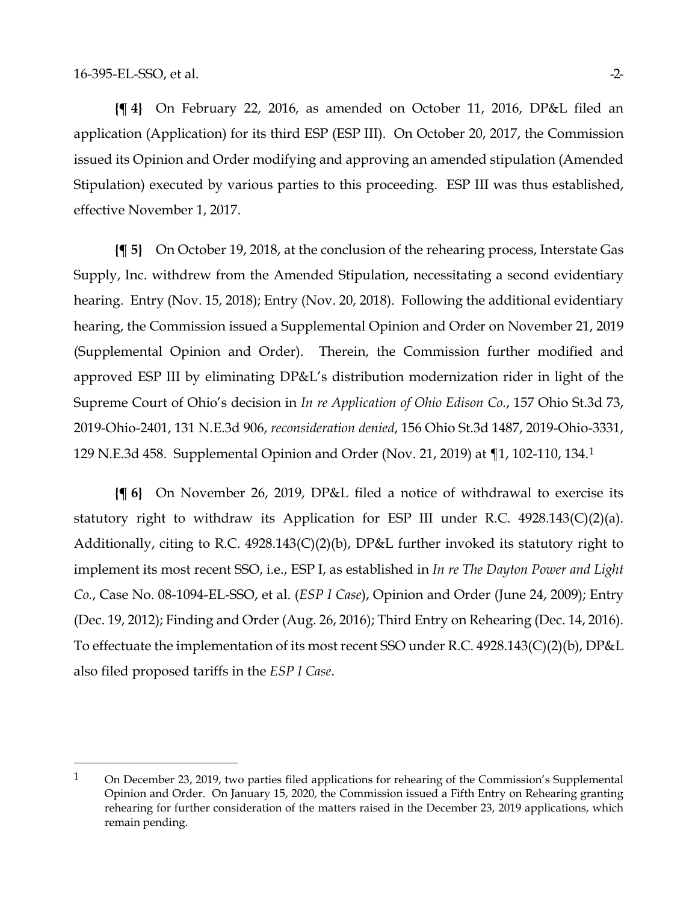**{¶ 4}** On February 22, 2016, as amended on October 11, 2016, DP&L filed an application (Application) for its third ESP (ESP III). On October 20, 2017, the Commission issued its Opinion and Order modifying and approving an amended stipulation (Amended Stipulation) executed by various parties to this proceeding. ESP III was thus established, effective November 1, 2017.

**{¶ 5}** On October 19, 2018, at the conclusion of the rehearing process, Interstate Gas Supply, Inc. withdrew from the Amended Stipulation, necessitating a second evidentiary hearing. Entry (Nov. 15, 2018); Entry (Nov. 20, 2018). Following the additional evidentiary hearing, the Commission issued a Supplemental Opinion and Order on November 21, 2019 (Supplemental Opinion and Order). Therein, the Commission further modified and approved ESP III by eliminating DP&L's distribution modernization rider in light of the Supreme Court of Ohio's decision in *In re Application of Ohio Edison Co.*, 157 Ohio St.3d 73, 2019-Ohio-2401, 131 N.E.3d 906, *reconsideration denied*, 156 Ohio St.3d 1487, 2019-Ohio-3331, 129 N.E.3d 458. Supplemental Opinion and Order (Nov. 21, 2019) at ¶1, 102-110, 134.[1]

**{¶ 6}** On November 26, 2019, DP&L filed a notice of withdrawal to exercise its statutory right to withdraw its Application for ESP III under R.C. 4928.143(C)(2)(a). Additionally, citing to R.C. 4928.143(C)(2)(b), DP&L further invoked its statutory right to implement its most recent SSO, i.e., ESP I, as established in *In re The Dayton Power and Light Co.*, Case No. 08-1094-EL-SSO, et al. (*ESP I Case*), Opinion and Order (June 24, 2009); Entry (Dec. 19, 2012); Finding and Order (Aug. 26, 2016); Third Entry on Rehearing (Dec. 14, 2016). To effectuate the implementation of its most recent SSO under R.C. 4928.143(C)(2)(b), DP&L also filed proposed tariffs in the *ESP I Case*.

---

[1] On December 23, 2019, two parties filed applications for rehearing of the Commission's Supplemental Opinion and Order. On January 15, 2020, the Commission issued a Fifth Entry on Rehearing granting rehearing for further consideration of the matters raised in the December 23, 2019 applications, which remain pending.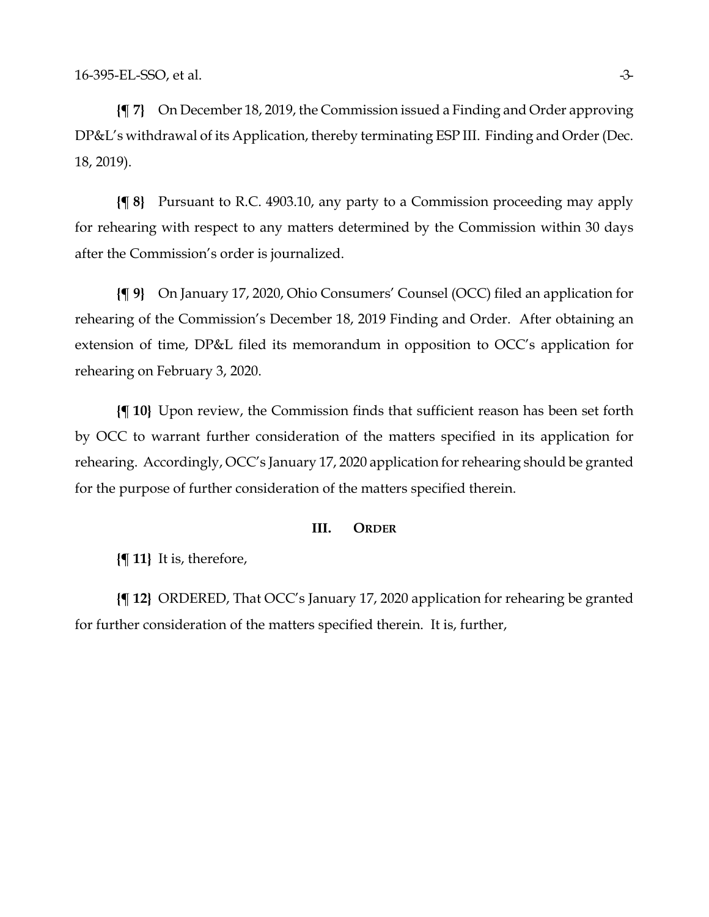**{¶ 7}** On December 18, 2019, the Commission issued a Finding and Order approving DP&L's withdrawal of its Application, thereby terminating ESP III. Finding and Order (Dec. 18, 2019).

**{¶ 8}** Pursuant to R.C. 4903.10, any party to a Commission proceeding may apply for rehearing with respect to any matters determined by the Commission within 30 days after the Commission's order is journalized.

**{¶ 9}** On January 17, 2020, Ohio Consumers' Counsel (OCC) filed an application for rehearing of the Commission's December 18, 2019 Finding and Order. After obtaining an extension of time, DP&L filed its memorandum in opposition to OCC's application for rehearing on February 3, 2020.

**{¶ 10}** Upon review, the Commission finds that sufficient reason has been set forth by OCC to warrant further consideration of the matters specified in its application for rehearing. Accordingly, OCC's January 17, 2020 application for rehearing should be granted for the purpose of further consideration of the matters specified therein.

## III. ORDER

**{¶ 11}** It is, therefore,

**{¶ 12}** ORDERED, That OCC's January 17, 2020 application for rehearing be granted for further consideration of the matters specified therein. It is, further,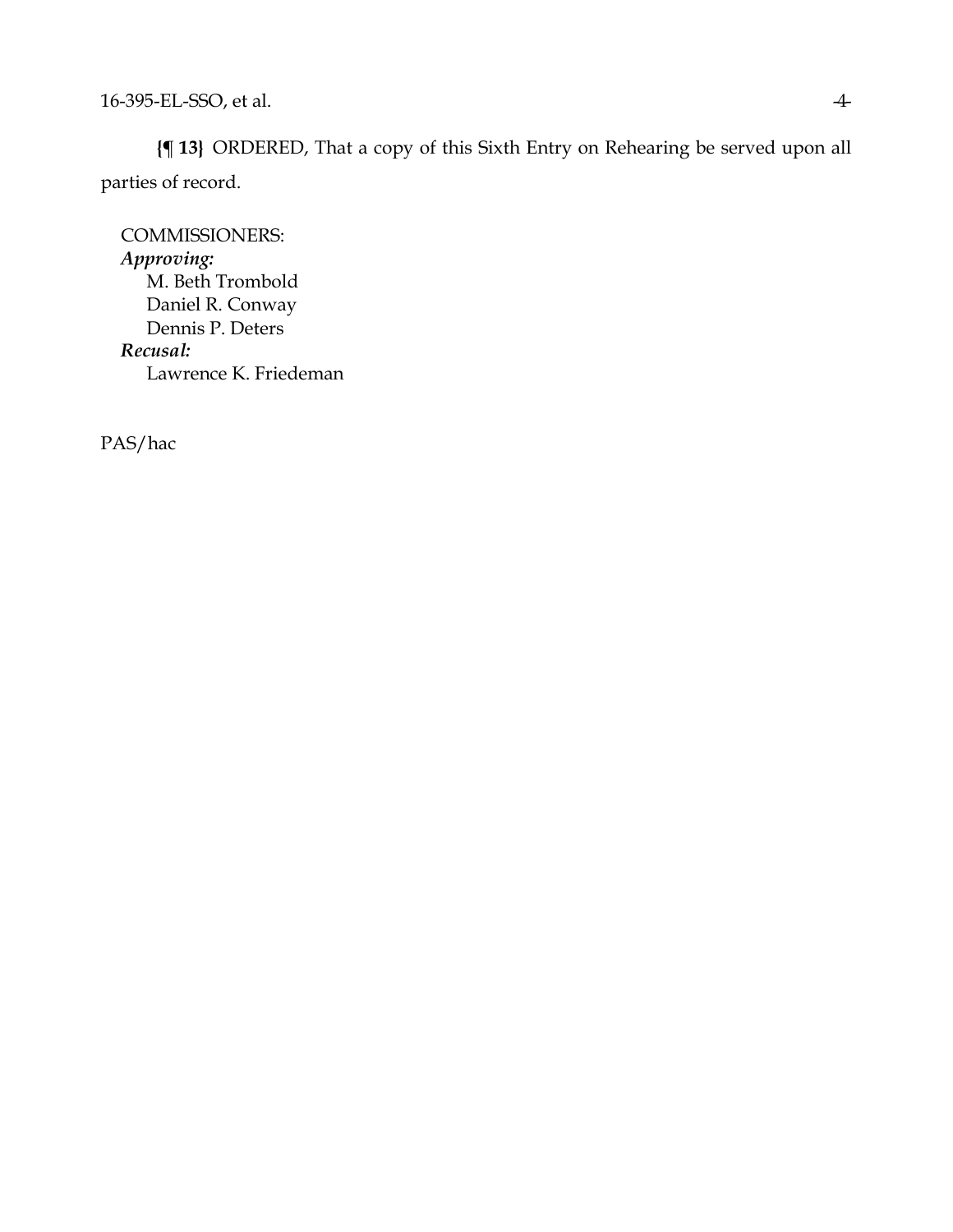**{¶ 13}** ORDERED, That a copy of this Sixth Entry on Rehearing be served upon all parties of record.

COMMISSIONERS:
*Approving:*
M. Beth Trombold
Daniel R. Conway
Dennis P. Deters
*Recusal:*
Lawrence K. Friedeman

PAS/hac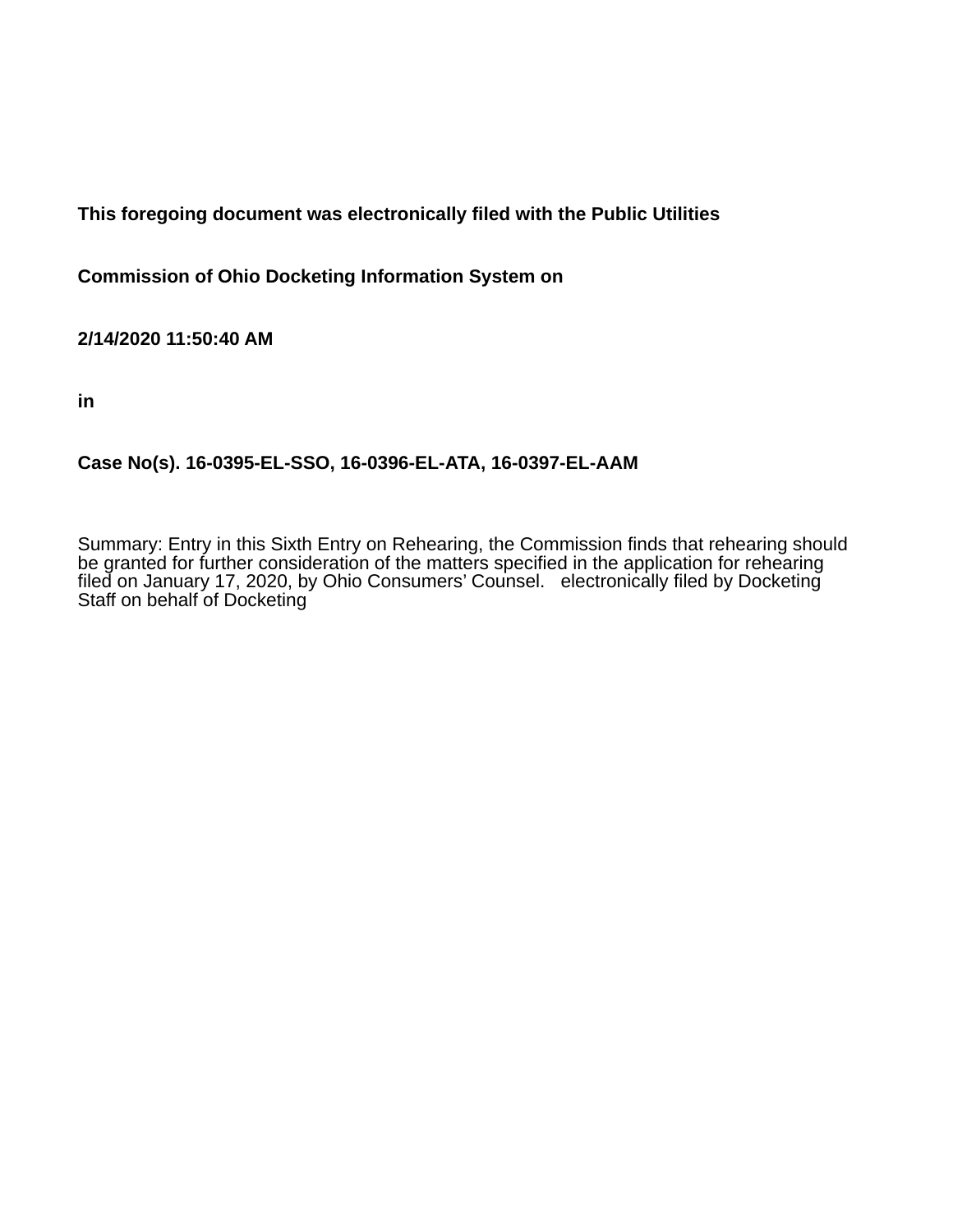**This foregoing document was electronically filed with the Public Utilities**

**Commission of Ohio Docketing Information System on**

**2/14/2020 11:50:40 AM**

**in**

**Case No(s). 16-0395-EL-SSO, 16-0396-EL-ATA, 16-0397-EL-AAM**

Summary: Entry in this Sixth Entry on Rehearing, the Commission finds that rehearing should be granted for further consideration of the matters specified in the application for rehearing filed on January 17, 2020, by Ohio Consumers' Counsel. electronically filed by Docketing Staff on behalf of Docketing